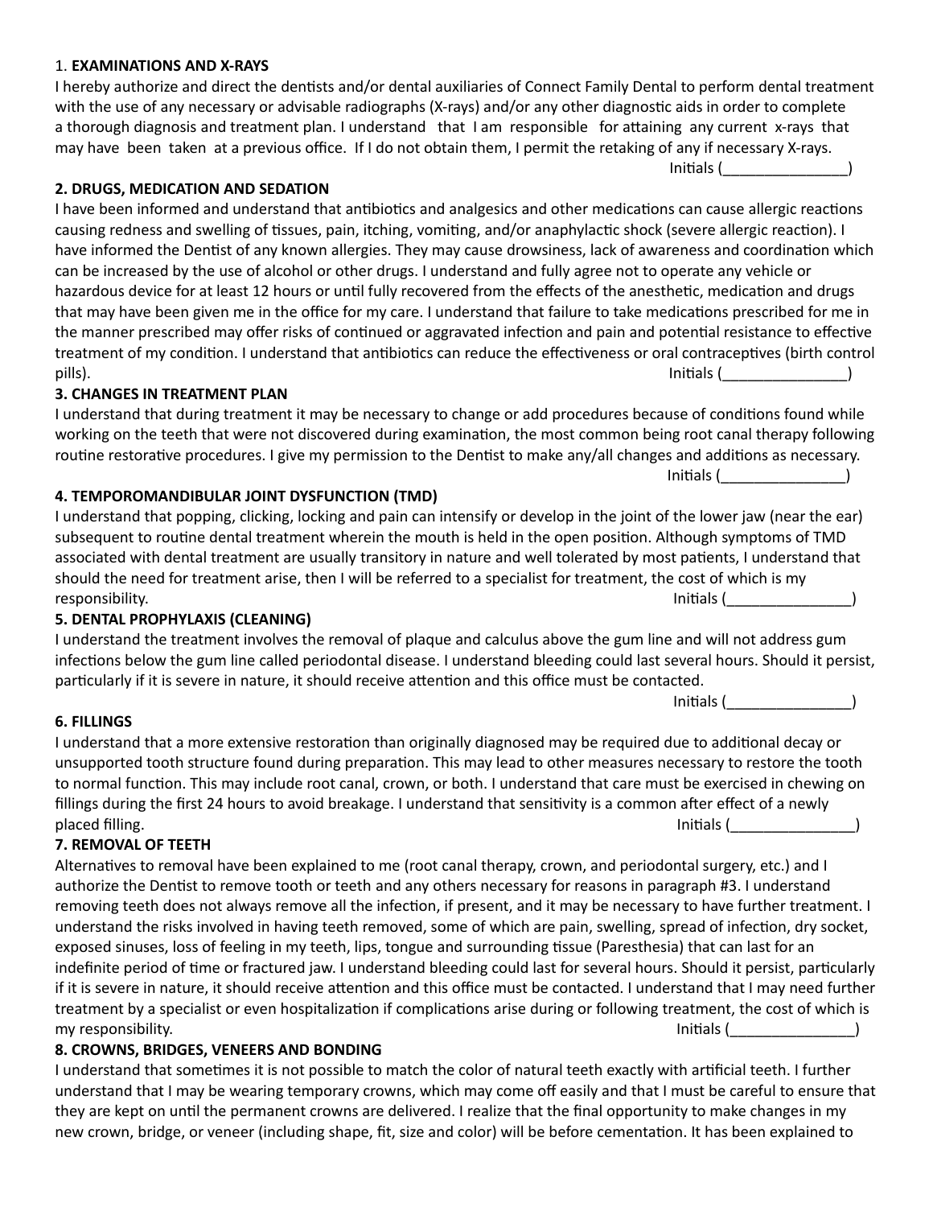1. **EXAMINATIONS AND X-RAYS**

I hereby authorize and direct the dentists and/or dental auxiliaries of Connect Family Dental to perform dental treatment with the use of any necessary or advisable radiographs (X-rays) and/or any other diagnostic aids in order to complete a thorough diagnosis and treatment plan. I understand that I am responsible for attaining any current x-rays that may have been taken at a previous office. If I do not obtain them, I permit the retaking of any if necessary X-rays.

Initials (_______________)

**2. DRUGS, MEDICATION AND SEDATION**

I have been informed and understand that antibiotics and analgesics and other medications can cause allergic reactions causing redness and swelling of tissues, pain, itching, vomiting, and/or anaphylactic shock (severe allergic reaction). I have informed the Dentist of any known allergies. They may cause drowsiness, lack of awareness and coordination which can be increased by the use of alcohol or other drugs. I understand and fully agree not to operate any vehicle or hazardous device for at least 12 hours or until fully recovered from the effects of the anesthetic, medication and drugs that may have been given me in the office for my care. I understand that failure to take medications prescribed for me in the manner prescribed may offer risks of continued or aggravated infection and pain and potential resistance to effective treatment of my condition. I understand that antibiotics can reduce the effectiveness or oral contraceptives (birth control pills).

Initials (_______________)

**3. CHANGES IN TREATMENT PLAN**

I understand that during treatment it may be necessary to change or add procedures because of conditions found while working on the teeth that were not discovered during examination, the most common being root canal therapy following routine restorative procedures. I give my permission to the Dentist to make any/all changes and additions as necessary.

Initials (_______________)

**4. TEMPOROMANDIBULAR JOINT DYSFUNCTION (TMD)**

I understand that popping, clicking, locking and pain can intensify or develop in the joint of the lower jaw (near the ear) subsequent to routine dental treatment wherein the mouth is held in the open position. Although symptoms of TMD associated with dental treatment are usually transitory in nature and well tolerated by most patients, I understand that should the need for treatment arise, then I will be referred to a specialist for treatment, the cost of which is my responsibility.

Initials (_______________)

**5. DENTAL PROPHYLAXIS (CLEANING)**

I understand the treatment involves the removal of plaque and calculus above the gum line and will not address gum infections below the gum line called periodontal disease. I understand bleeding could last several hours. Should it persist, particularly if it is severe in nature, it should receive attention and this office must be contacted.

Initials (_______________)

**6. FILLINGS**

I understand that a more extensive restoration than originally diagnosed may be required due to additional decay or unsupported tooth structure found during preparation. This may lead to other measures necessary to restore the tooth to normal function. This may include root canal, crown, or both. I understand that care must be exercised in chewing on fillings during the first 24 hours to avoid breakage. I understand that sensitivity is a common after effect of a newly placed filling.

Initials (_______________)

**7. REMOVAL OF TEETH**

Alternatives to removal have been explained to me (root canal therapy, crown, and periodontal surgery, etc.) and I authorize the Dentist to remove tooth or teeth and any others necessary for reasons in paragraph #3. I understand removing teeth does not always remove all the infection, if present, and it may be necessary to have further treatment. I understand the risks involved in having teeth removed, some of which are pain, swelling, spread of infection, dry socket, exposed sinuses, loss of feeling in my teeth, lips, tongue and surrounding tissue (Paresthesia) that can last for an indefinite period of time or fractured jaw. I understand bleeding could last for several hours. Should it persist, particularly if it is severe in nature, it should receive attention and this office must be contacted. I understand that I may need further treatment by a specialist or even hospitalization if complications arise during or following treatment, the cost of which is my responsibility.

Initials (_______________)

**8. CROWNS, BRIDGES, VENEERS AND BONDING**

I understand that sometimes it is not possible to match the color of natural teeth exactly with artificial teeth. I further understand that I may be wearing temporary crowns, which may come off easily and that I must be careful to ensure that they are kept on until the permanent crowns are delivered. I realize that the final opportunity to make changes in my new crown, bridge, or veneer (including shape, fit, size and color) will be before cementation. It has been explained to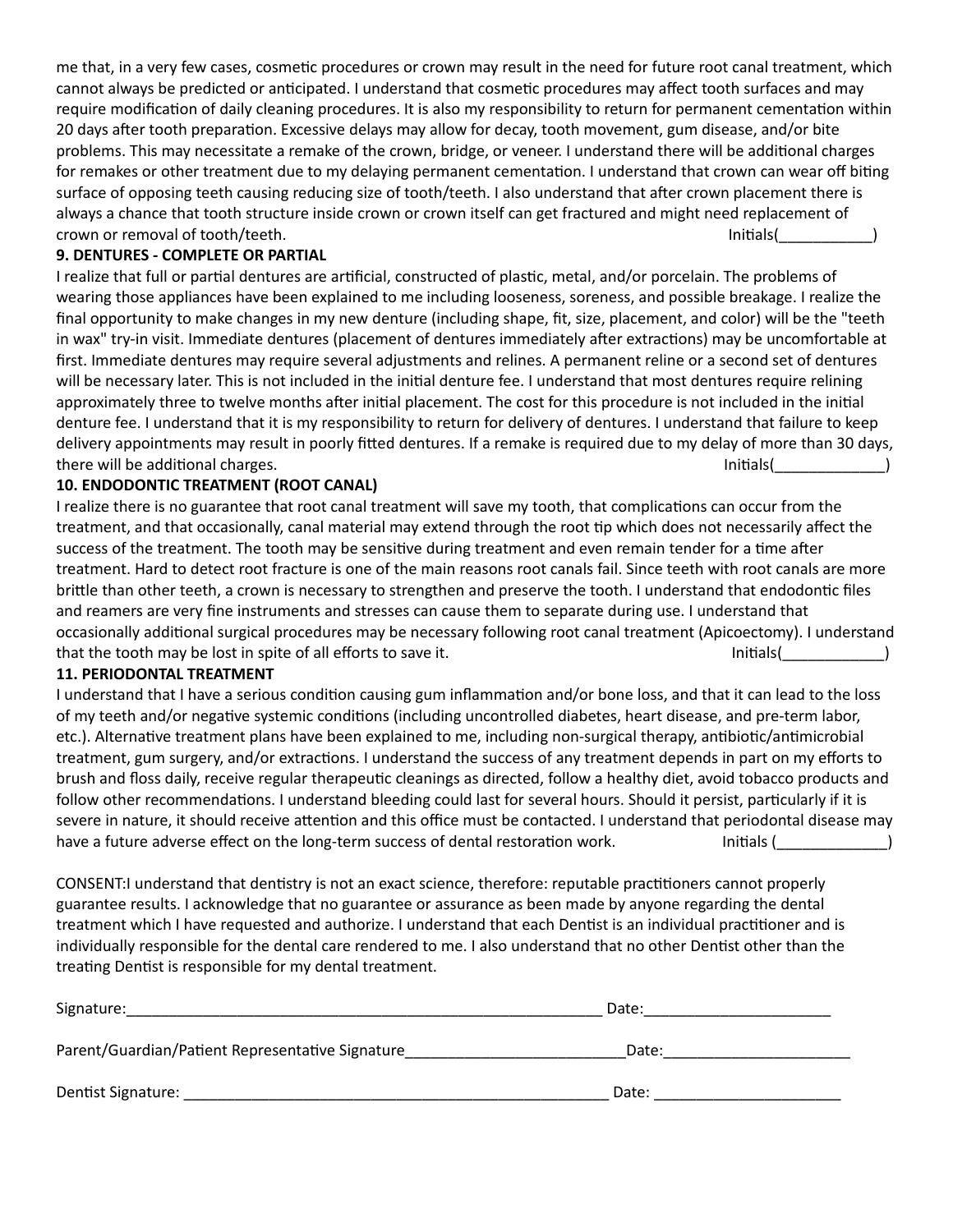me that, in a very few cases, cosmetic procedures or crown may result in the need for future root canal treatment, which cannot always be predicted or anticipated. I understand that cosmetic procedures may affect tooth surfaces and may require modification of daily cleaning procedures. It is also my responsibility to return for permanent cementation within 20 days after tooth preparation. Excessive delays may allow for decay, tooth movement, gum disease, and/or bite problems. This may necessitate a remake of the crown, bridge, or veneer. I understand there will be additional charges for remakes or other treatment due to my delaying permanent cementation. I understand that crown can wear off biting surface of opposing teeth causing reducing size of tooth/teeth. I also understand that after crown placement there is always a chance that tooth structure inside crown or crown itself can get fractured and might need replacement of crown or removal of tooth/teeth. Initials(___________)

**9. DENTURES - COMPLETE OR PARTIAL**

I realize that full or partial dentures are artificial, constructed of plastic, metal, and/or porcelain. The problems of wearing those appliances have been explained to me including looseness, soreness, and possible breakage. I realize the final opportunity to make changes in my new denture (including shape, fit, size, placement, and color) will be the "teeth in wax" try-in visit. Immediate dentures (placement of dentures immediately after extractions) may be uncomfortable at first. Immediate dentures may require several adjustments and relines. A permanent reline or a second set of dentures will be necessary later. This is not included in the initial denture fee. I understand that most dentures require relining approximately three to twelve months after initial placement. The cost for this procedure is not included in the initial denture fee. I understand that it is my responsibility to return for delivery of dentures. I understand that failure to keep delivery appointments may result in poorly fitted dentures. If a remake is required due to my delay of more than 30 days, there will be additional charges. Initials(_____________)

**10. ENDODONTIC TREATMENT (ROOT CANAL)**

I realize there is no guarantee that root canal treatment will save my tooth, that complications can occur from the treatment, and that occasionally, canal material may extend through the root tip which does not necessarily affect the success of the treatment. The tooth may be sensitive during treatment and even remain tender for a time after treatment. Hard to detect root fracture is one of the main reasons root canals fail. Since teeth with root canals are more brittle than other teeth, a crown is necessary to strengthen and preserve the tooth. I understand that endodontic files and reamers are very fine instruments and stresses can cause them to separate during use. I understand that occasionally additional surgical procedures may be necessary following root canal treatment (Apicoectomy). I understand that the tooth may be lost in spite of all efforts to save it. Initials(____________)

**11. PERIODONTAL TREATMENT**

I understand that I have a serious condition causing gum inflammation and/or bone loss, and that it can lead to the loss of my teeth and/or negative systemic conditions (including uncontrolled diabetes, heart disease, and pre-term labor, etc.). Alternative treatment plans have been explained to me, including non-surgical therapy, antibiotic/antimicrobial treatment, gum surgery, and/or extractions. I understand the success of any treatment depends in part on my efforts to brush and floss daily, receive regular therapeutic cleanings as directed, follow a healthy diet, avoid tobacco products and follow other recommendations. I understand bleeding could last for several hours. Should it persist, particularly if it is severe in nature, it should receive attention and this office must be contacted. I understand that periodontal disease may have a future adverse effect on the long-term success of dental restoration work. Initials (_____________)

CONSENT:I understand that dentistry is not an exact science, therefore: reputable practitioners cannot properly guarantee results. I acknowledge that no guarantee or assurance as been made by anyone regarding the dental treatment which I have requested and authorize. I understand that each Dentist is an individual practitioner and is individually responsible for the dental care rendered to me. I also understand that no other Dentist other than the treating Dentist is responsible for my dental treatment.

Signature:___________________________________________________________ Date:______________________

Parent/Guardian/Patient Representative Signature__________________________Date:______________________

Dentist Signature: ____________________________________________________ Date: ______________________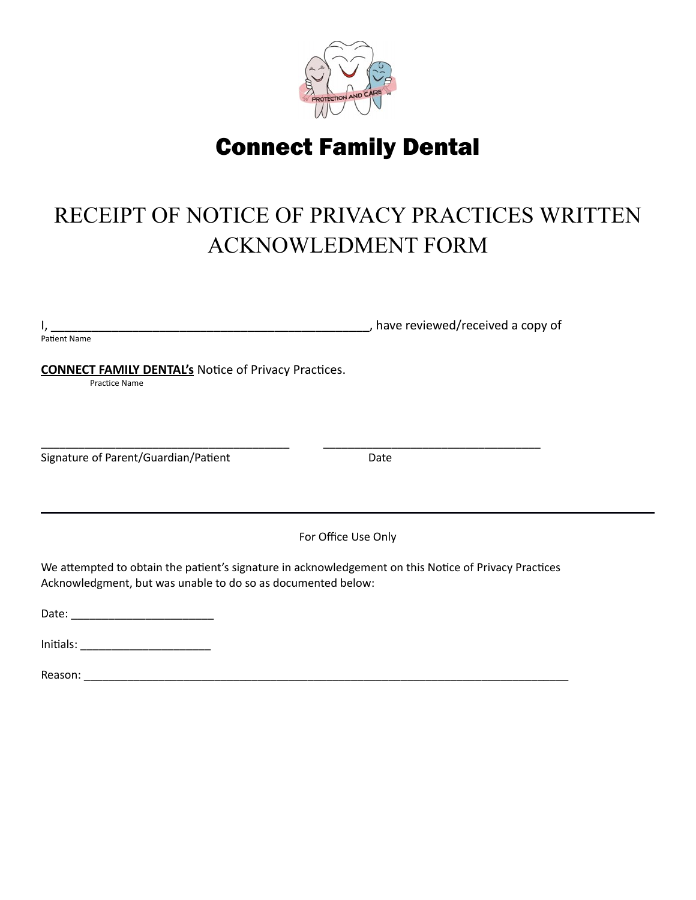# Connect Family Dental

## RECEIPT OF NOTICE OF PRIVACY PRACTICES WRITTEN ACKNOWLEDMENT FORM

I, ________________________________________________, have reviewed/received a copy of
Patient Name

**CONNECT FAMILY DENTAL's** Notice of Privacy Practices.
Practice Name

______________________________________ ______________________________

Signature of Parent/Guardian/Patient Date

---

For Office Use Only

We attempted to obtain the patient's signature in acknowledgement on this Notice of Privacy Practices Acknowledgment, but was unable to do so as documented below:

Date: ______________________

Initials: ____________________

Reason: ____________________________________________________________________________